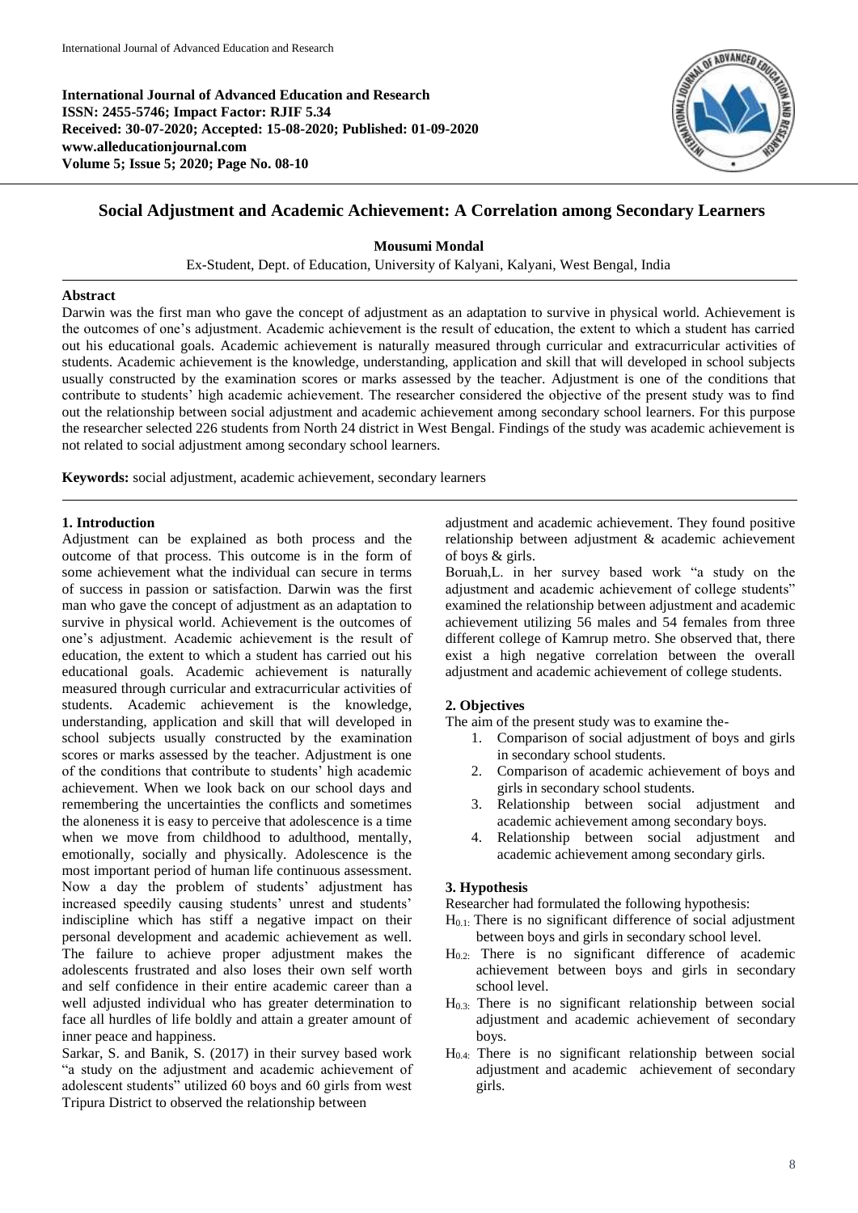**International Journal of Advanced Education and Research**
**ISSN: 2455-5746; Impact Factor: RJIF 5.34**
**Received: 30-07-2020; Accepted: 15-08-2020; Published: 01-09-2020**
**www.alleducationjournal.com**
**Volume 5; Issue 5; 2020; Page No. 08-10**

# Social Adjustment and Academic Achievement: A Correlation among Secondary Learners

**Mousumi Mondal**

Ex-Student, Dept. of Education, University of Kalyani, Kalyani, West Bengal, India

## Abstract

Darwin was the first man who gave the concept of adjustment as an adaptation to survive in physical world. Achievement is the outcomes of one's adjustment. Academic achievement is the result of education, the extent to which a student has carried out his educational goals. Academic achievement is naturally measured through curricular and extracurricular activities of students. Academic achievement is the knowledge, understanding, application and skill that will developed in school subjects usually constructed by the examination scores or marks assessed by the teacher. Adjustment is one of the conditions that contribute to students' high academic achievement. The researcher considered the objective of the present study was to find out the relationship between social adjustment and academic achievement among secondary school learners. For this purpose the researcher selected 226 students from North 24 district in West Bengal. Findings of the study was academic achievement is not related to social adjustment among secondary school learners.

**Keywords:** social adjustment, academic achievement, secondary learners

## 1. Introduction

Adjustment can be explained as both process and the outcome of that process. This outcome is in the form of some achievement what the individual can secure in terms of success in passion or satisfaction. Darwin was the first man who gave the concept of adjustment as an adaptation to survive in physical world. Achievement is the outcomes of one's adjustment. Academic achievement is the result of education, the extent to which a student has carried out his educational goals. Academic achievement is naturally measured through curricular and extracurricular activities of students. Academic achievement is the knowledge, understanding, application and skill that will developed in school subjects usually constructed by the examination scores or marks assessed by the teacher. Adjustment is one of the conditions that contribute to students' high academic achievement. When we look back on our school days and remembering the uncertainties the conflicts and sometimes the aloneness it is easy to perceive that adolescence is a time when we move from childhood to adulthood, mentally, emotionally, socially and physically. Adolescence is the most important period of human life continuous assessment. Now a day the problem of students' adjustment has increased speedily causing students' unrest and students' indiscipline which has stiff a negative impact on their personal development and academic achievement as well. The failure to achieve proper adjustment makes the adolescents frustrated and also loses their own self worth and self confidence in their entire academic career than a well adjusted individual who has greater determination to face all hurdles of life boldly and attain a greater amount of inner peace and happiness.

Sarkar, S. and Banik, S. (2017) in their survey based work "a study on the adjustment and academic achievement of adolescent students" utilized 60 boys and 60 girls from west Tripura District to observed the relationship between adjustment and academic achievement. They found positive relationship between adjustment & academic achievement of boys & girls.

Boruah,L. in her survey based work "a study on the adjustment and academic achievement of college students" examined the relationship between adjustment and academic achievement utilizing 56 males and 54 females from three different college of Kamrup metro. She observed that, there exist a high negative correlation between the overall adjustment and academic achievement of college students.

## 2. Objectives

The aim of the present study was to examine the-

1. Comparison of social adjustment of boys and girls in secondary school students.
2. Comparison of academic achievement of boys and girls in secondary school students.
3. Relationship between social adjustment and academic achievement among secondary boys.
4. Relationship between social adjustment and academic achievement among secondary girls.

## 3. Hypothesis

Researcher had formulated the following hypothesis:

$H_{0.1}$: There is no significant difference of social adjustment between boys and girls in secondary school level.

$H_{0.2}$: There is no significant difference of academic achievement between boys and girls in secondary school level.

$H_{0.3}$: There is no significant relationship between social adjustment and academic achievement of secondary boys.

$H_{0.4}$: There is no significant relationship between social adjustment and academic achievement of secondary girls.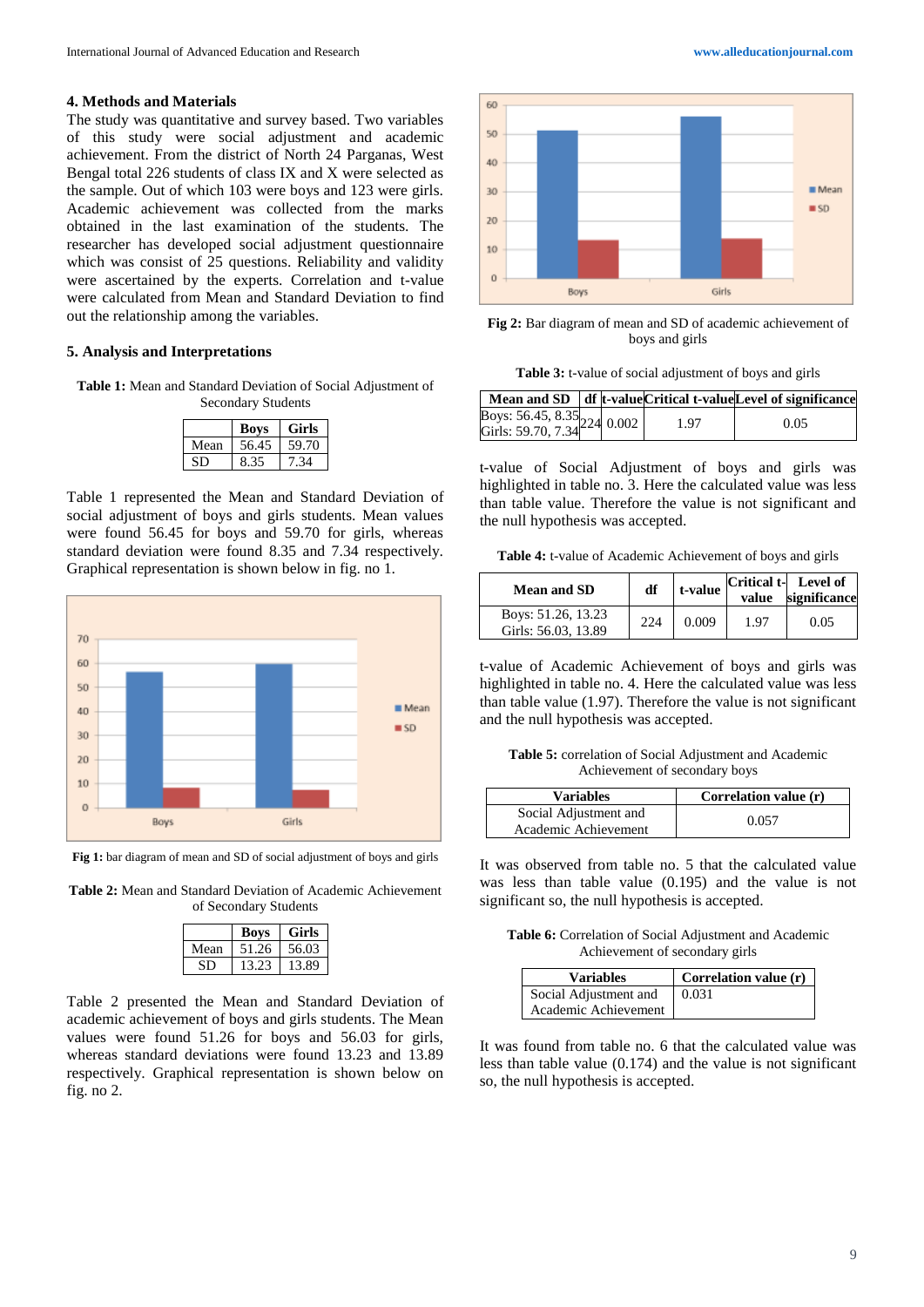## 4. Methods and Materials

The study was quantitative and survey based. Two variables of this study were social adjustment and academic achievement. From the district of North 24 Parganas, West Bengal total 226 students of class IX and X were selected as the sample. Out of which 103 were boys and 123 were girls. Academic achievement was collected from the marks obtained in the last examination of the students. The researcher has developed social adjustment questionnaire which was consist of 25 questions. Reliability and validity were ascertained by the experts. Correlation and t-value were calculated from Mean and Standard Deviation to find out the relationship among the variables.

## 5. Analysis and Interpretations

**Table 1:** Mean and Standard Deviation of Social Adjustment of Secondary Students

| | Boys | Girls |
|---|---|---|
| Mean | 56.45 | 59.70 |
| SD | 8.35 | 7.34 |

Table 1 represented the Mean and Standard Deviation of social adjustment of boys and girls students. Mean values were found 56.45 for boys and 59.70 for girls, whereas standard deviation were found 8.35 and 7.34 respectively. Graphical representation is shown below in fig. no 1.

**Fig 1:** bar diagram of mean and SD of social adjustment of boys and girls

**Table 2:** Mean and Standard Deviation of Academic Achievement of Secondary Students

| | Boys | Girls |
|---|---|---|
| Mean | 51.26 | 56.03 |
| SD | 13.23 | 13.89 |

Table 2 presented the Mean and Standard Deviation of academic achievement of boys and girls students. The Mean values were found 51.26 for boys and 56.03 for girls, whereas standard deviations were found 13.23 and 13.89 respectively. Graphical representation is shown below on fig. no 2.

**Fig 2:** Bar diagram of mean and SD of academic achievement of boys and girls

**Table 3:** t-value of social adjustment of boys and girls

| Mean and SD | df | t-value | Critical t-value | Level of significance |
|---|---|---|---|---|
| Boys: 56.45, 8.35<br>Girls: 59.70, 7.34 | 224 | 0.002 | 1.97 | 0.05 |

t-value of Social Adjustment of boys and girls was highlighted in table no. 3. Here the calculated value was less than table value. Therefore the value is not significant and the null hypothesis was accepted.

**Table 4:** t-value of Academic Achievement of boys and girls

| Mean and SD | df | t-value | Critical t-value | Level of significance |
|---|---|---|---|---|
| Boys: 51.26, 13.23<br>Girls: 56.03, 13.89 | 224 | 0.009 | 1.97 | 0.05 |

t-value of Academic Achievement of boys and girls was highlighted in table no. 4. Here the calculated value was less than table value (1.97). Therefore the value is not significant and the null hypothesis was accepted.

**Table 5:** correlation of Social Adjustment and Academic Achievement of secondary boys

| Variables | Correlation value (r) |
|---|---|
| Social Adjustment and Academic Achievement | 0.057 |

It was observed from table no. 5 that the calculated value was less than table value (0.195) and the value is not significant so, the null hypothesis is accepted.

**Table 6:** Correlation of Social Adjustment and Academic Achievement of secondary girls

| Variables | Correlation value (r) |
|---|---|
| Social Adjustment and Academic Achievement | 0.031 |

It was found from table no. 6 that the calculated value was less than table value (0.174) and the value is not significant so, the null hypothesis is accepted.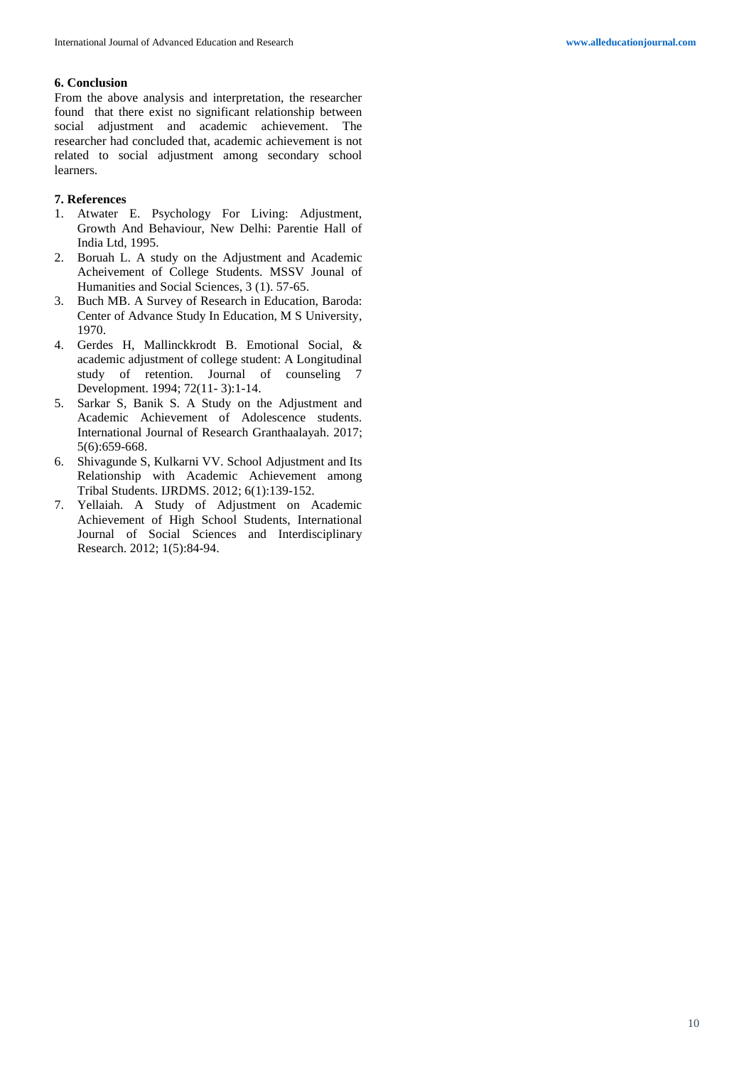## 6. Conclusion

From the above analysis and interpretation, the researcher found that there exist no significant relationship between social adjustment and academic achievement. The researcher had concluded that, academic achievement is not related to social adjustment among secondary school learners.

## 7. References

1. Atwater E. Psychology For Living: Adjustment, Growth And Behaviour, New Delhi: Parentie Hall of India Ltd, 1995.
2. Boruah L. A study on the Adjustment and Academic Acheivement of College Students. MSSV Jounal of Humanities and Social Sciences, 3 (1). 57-65.
3. Buch MB. A Survey of Research in Education, Baroda: Center of Advance Study In Education, M S University, 1970.
4. Gerdes H, Mallinckkrodt B. Emotional Social, & academic adjustment of college student: A Longitudinal study of retention. Journal of counseling 7 Development. 1994; 72(11- 3):1-14.
5. Sarkar S, Banik S. A Study on the Adjustment and Academic Achievement of Adolescence students. International Journal of Research Granthaalayah. 2017; 5(6):659-668.
6. Shivagunde S, Kulkarni VV. School Adjustment and Its Relationship with Academic Achievement among Tribal Students. IJRDMS. 2012; 6(1):139-152.
7. Yellaiah. A Study of Adjustment on Academic Achievement of High School Students, International Journal of Social Sciences and Interdisciplinary Research. 2012; 1(5):84-94.